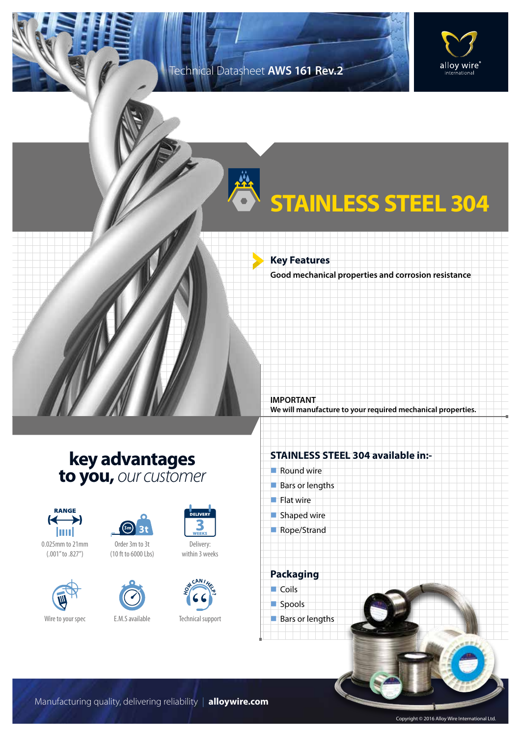Technical Datasheet **AWS 161 Rev.2**

alloy wire® international

# STAINLESS STEEL 304

## Key Features

**Good mechanical properties and corrosion resistance**

**IMPORTANT**
**We will manufacture to your required mechanical properties.**

## key advantages to you, *our customer*

- RANGE: 0.025mm to 21mm (.001" to .827")
- Order 3m to 3t (10 ft to 6000 Lbs)
- Delivery: within 3 weeks
- Wire to your spec
- E.M.S available
- Technical support

## STAINLESS STEEL 304 available in:-

- Round wire
- Bars or lengths
- Flat wire
- Shaped wire
- Rope/Strand

## Packaging

- Coils
- Spools
- Bars or lengths

Manufacturing quality, delivering reliability | **alloywire.com**

Copyright © 2016 Alloy Wire International Ltd.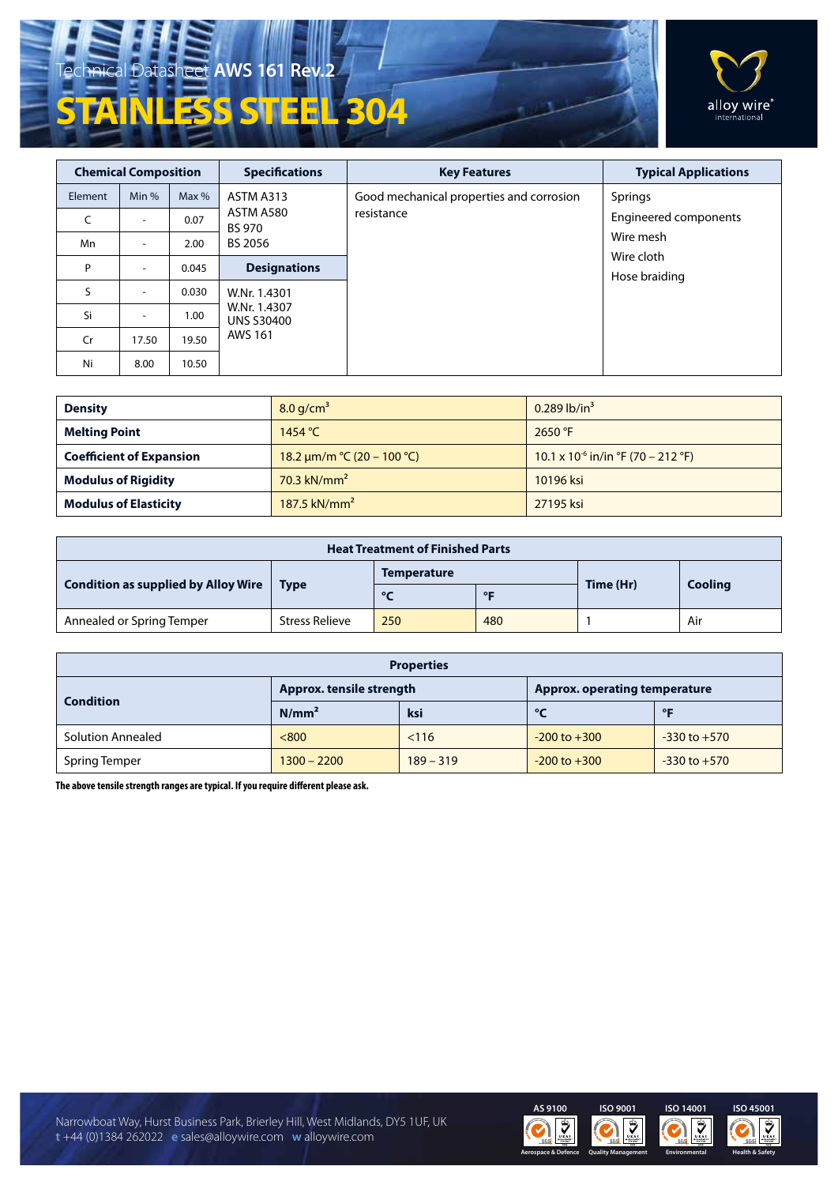Technical Datasheet **AWS 161 Rev.2**

# STAINLESS STEEL 304

| Chemical Composition | | | Specifications | Key Features | Typical Applications |
|---|---|---|---|---|---|
| Element | Min % | Max % | ASTM A313<br>ASTM A580<br>BS 970<br>BS 2056 | Good mechanical properties and corrosion resistance | Springs<br>Engineered components<br>Wire mesh<br>Wire cloth<br>Hose braiding |
| C | - | 0.07 | | | |
| Mn | - | 2.00 | | | |
| P | - | 0.045 | **Designations** | | |
| S | - | 0.030 | W.Nr. 1.4301<br>W.Nr. 1.4307<br>UNS S30400<br>AWS 161 | | |
| Si | - | 1.00 | | | |
| Cr | 17.50 | 19.50 | | | |
| Ni | 8.00 | 10.50 | | | |

| | | |
|---|---|---|
| **Density** | 8.0 g/cm$^3$ | 0.289 lb/in$^3$ |
| **Melting Point** | 1454 °C | 2650 °F |
| **Coefficient of Expansion** | 18.2 µm/m °C (20 – 100 °C) | 10.1 x 10$^{-6}$ in/in °F (70 – 212 °F) |
| **Modulus of Rigidity** | 70.3 kN/mm$^2$ | 10196 ksi |
| **Modulus of Elasticity** | 187.5 kN/mm$^2$ | 27195 ksi |

| Heat Treatment of Finished Parts | | | | | |
|---|---|---|---|---|---|
| **Condition as supplied by Alloy Wire** | **Type** | **Temperature** | | **Time (Hr)** | **Cooling** |
| | | **°C** | **°F** | | |
| Annealed or Spring Temper | Stress Relieve | 250 | 480 | 1 | Air |

| Properties | | | | |
|---|---|---|---|---|
| **Condition** | **Approx. tensile strength** | | **Approx. operating temperature** | |
| | **N/mm$^2$** | **ksi** | **°C** | **°F** |
| Solution Annealed | <800 | <116 | -200 to +300 | -330 to +570 |
| Spring Temper | 1300 – 2200 | 189 – 319 | -200 to +300 | -330 to +570 |

**The above tensile strength ranges are typical. If you require different please ask.**

Narrowboat Way, Hurst Business Park, Brierley Hill, West Midlands, DY5 1UF, UK
**t** +44 (0)1384 262022 **e** sales@alloywire.com **w** alloywire.com

AS 9100 Aerospace & Defence | ISO 9001 Quality Management | ISO 14001 Environmental | ISO 45001 Health & Safety